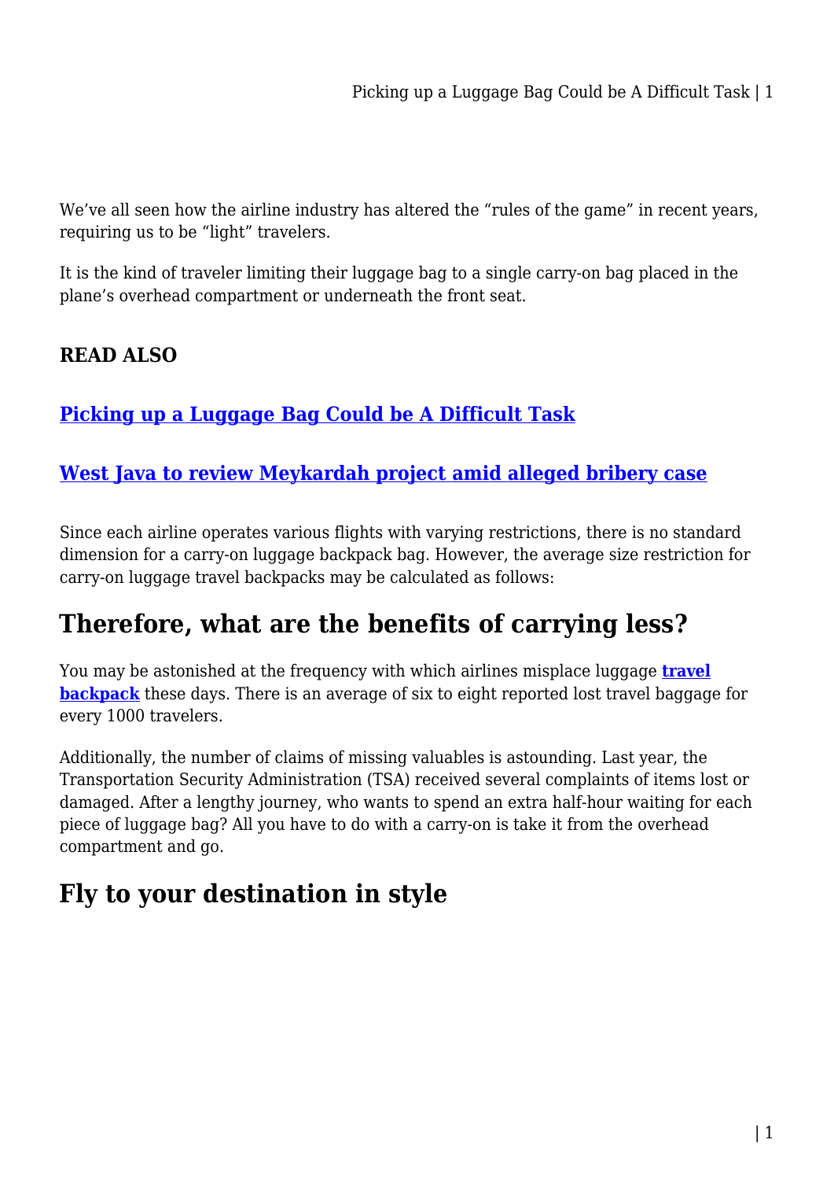We've all seen how the airline industry has altered the "rules of the game" in recent years, requiring us to be "light" travelers.

It is the kind of traveler limiting their luggage bag to a single carry-on bag placed in the plane's overhead compartment or underneath the front seat.

**READ ALSO**

### **Picking up a Luggage Bag Could be A Difficult Task**

### **West Java to review Meykardah project amid alleged bribery case**

Since each airline operates various flights with varying restrictions, there is no standard dimension for a carry-on luggage backpack bag. However, the average size restriction for carry-on luggage travel backpacks may be calculated as follows:

## Therefore, what are the benefits of carrying less?

You may be astonished at the frequency with which airlines misplace luggage **travel backpack** these days. There is an average of six to eight reported lost travel baggage for every 1000 travelers.

Additionally, the number of claims of missing valuables is astounding. Last year, the Transportation Security Administration (TSA) received several complaints of items lost or damaged. After a lengthy journey, who wants to spend an extra half-hour waiting for each piece of luggage bag? All you have to do with a carry-on is take it from the overhead compartment and go.

## Fly to your destination in style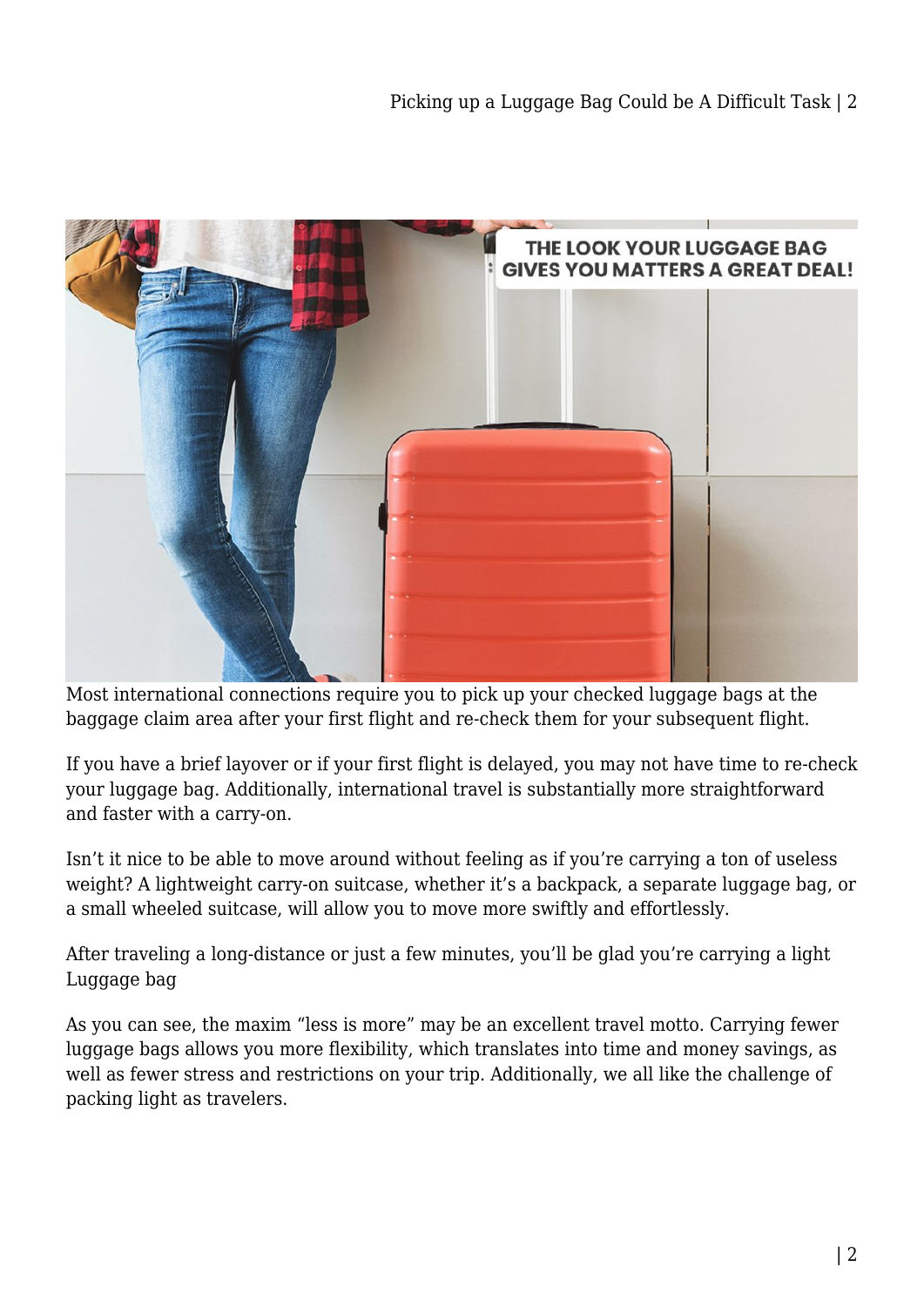Most international connections require you to pick up your checked luggage bags at the baggage claim area after your first flight and re-check them for your subsequent flight.

If you have a brief layover or if your first flight is delayed, you may not have time to re-check your luggage bag. Additionally, international travel is substantially more straightforward and faster with a carry-on.

Isn't it nice to be able to move around without feeling as if you're carrying a ton of useless weight? A lightweight carry-on suitcase, whether it's a backpack, a separate luggage bag, or a small wheeled suitcase, will allow you to move more swiftly and effortlessly.

After traveling a long-distance or just a few minutes, you'll be glad you're carrying a light Luggage bag

As you can see, the maxim "less is more" may be an excellent travel motto. Carrying fewer luggage bags allows you more flexibility, which translates into time and money savings, as well as fewer stress and restrictions on your trip. Additionally, we all like the challenge of packing light as travelers.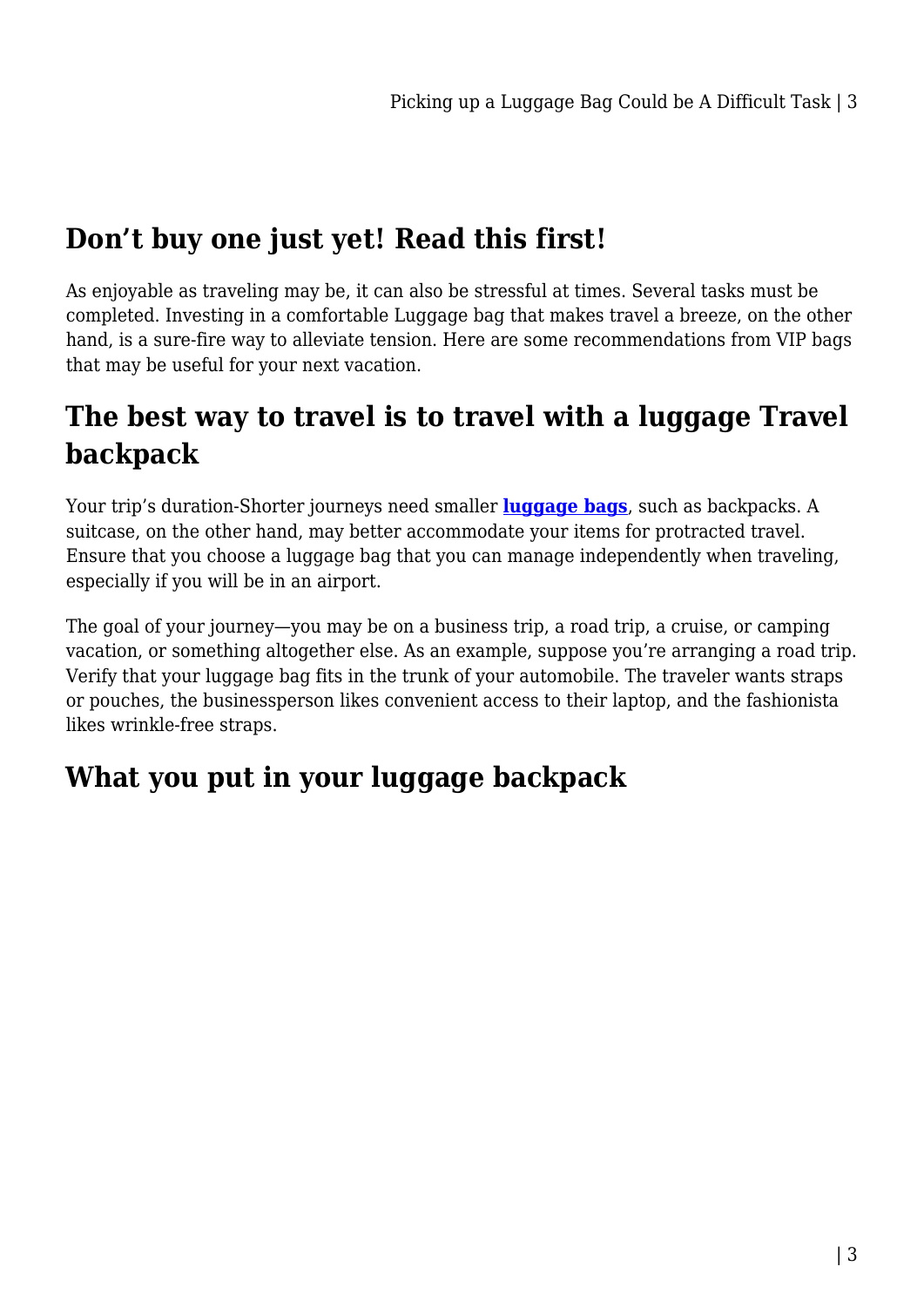## Don't buy one just yet! Read this first!

As enjoyable as traveling may be, it can also be stressful at times. Several tasks must be completed. Investing in a comfortable Luggage bag that makes travel a breeze, on the other hand, is a sure-fire way to alleviate tension. Here are some recommendations from VIP bags that may be useful for your next vacation.

## The best way to travel is to travel with a luggage Travel backpack

Your trip's duration-Shorter journeys need smaller **luggage bags**, such as backpacks. A suitcase, on the other hand, may better accommodate your items for protracted travel. Ensure that you choose a luggage bag that you can manage independently when traveling, especially if you will be in an airport.

The goal of your journey—you may be on a business trip, a road trip, a cruise, or camping vacation, or something altogether else. As an example, suppose you're arranging a road trip. Verify that your luggage bag fits in the trunk of your automobile. The traveler wants straps or pouches, the businessperson likes convenient access to their laptop, and the fashionista likes wrinkle-free straps.

## What you put in your luggage backpack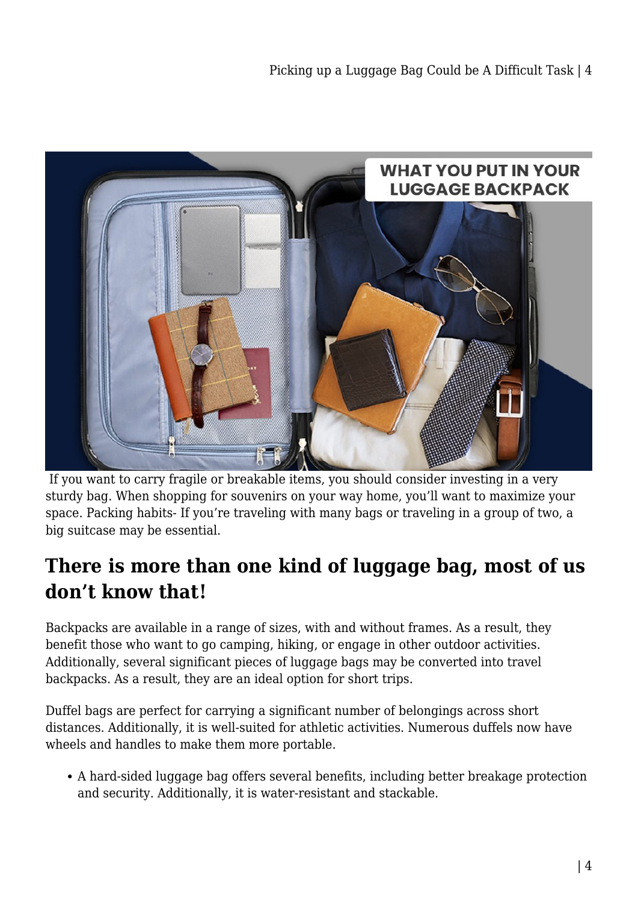If you want to carry fragile or breakable items, you should consider investing in a very sturdy bag. When shopping for souvenirs on your way home, you'll want to maximize your space. Packing habits- If you're traveling with many bags or traveling in a group of two, a big suitcase may be essential.

## There is more than one kind of luggage bag, most of us don't know that!

Backpacks are available in a range of sizes, with and without frames. As a result, they benefit those who want to go camping, hiking, or engage in other outdoor activities. Additionally, several significant pieces of luggage bags may be converted into travel backpacks. As a result, they are an ideal option for short trips.

Duffel bags are perfect for carrying a significant number of belongings across short distances. Additionally, it is well-suited for athletic activities. Numerous duffels now have wheels and handles to make them more portable.

- A hard-sided luggage bag offers several benefits, including better breakage protection and security. Additionally, it is water-resistant and stackable.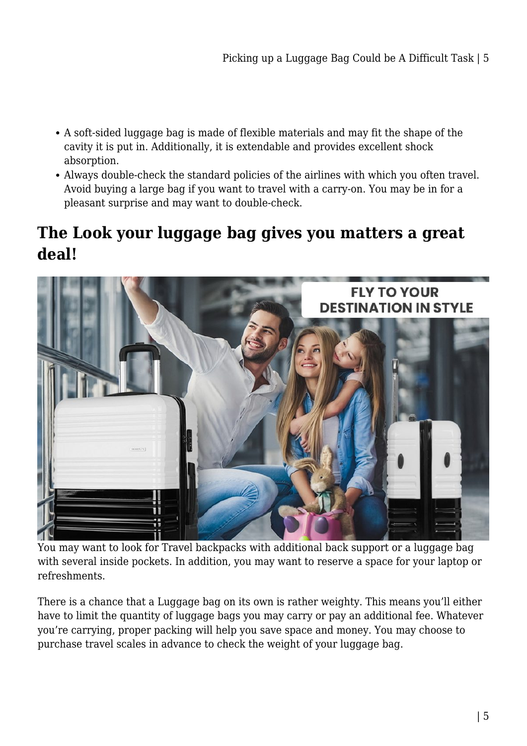- A soft-sided luggage bag is made of flexible materials and may fit the shape of the cavity it is put in. Additionally, it is extendable and provides excellent shock absorption.
- Always double-check the standard policies of the airlines with which you often travel. Avoid buying a large bag if you want to travel with a carry-on. You may be in for a pleasant surprise and may want to double-check.

## The Look your luggage bag gives you matters a great deal!

You may want to look for Travel backpacks with additional back support or a luggage bag with several inside pockets. In addition, you may want to reserve a space for your laptop or refreshments.

There is a chance that a Luggage bag on its own is rather weighty. This means you'll either have to limit the quantity of luggage bags you may carry or pay an additional fee. Whatever you're carrying, proper packing will help you save space and money. You may choose to purchase travel scales in advance to check the weight of your luggage bag.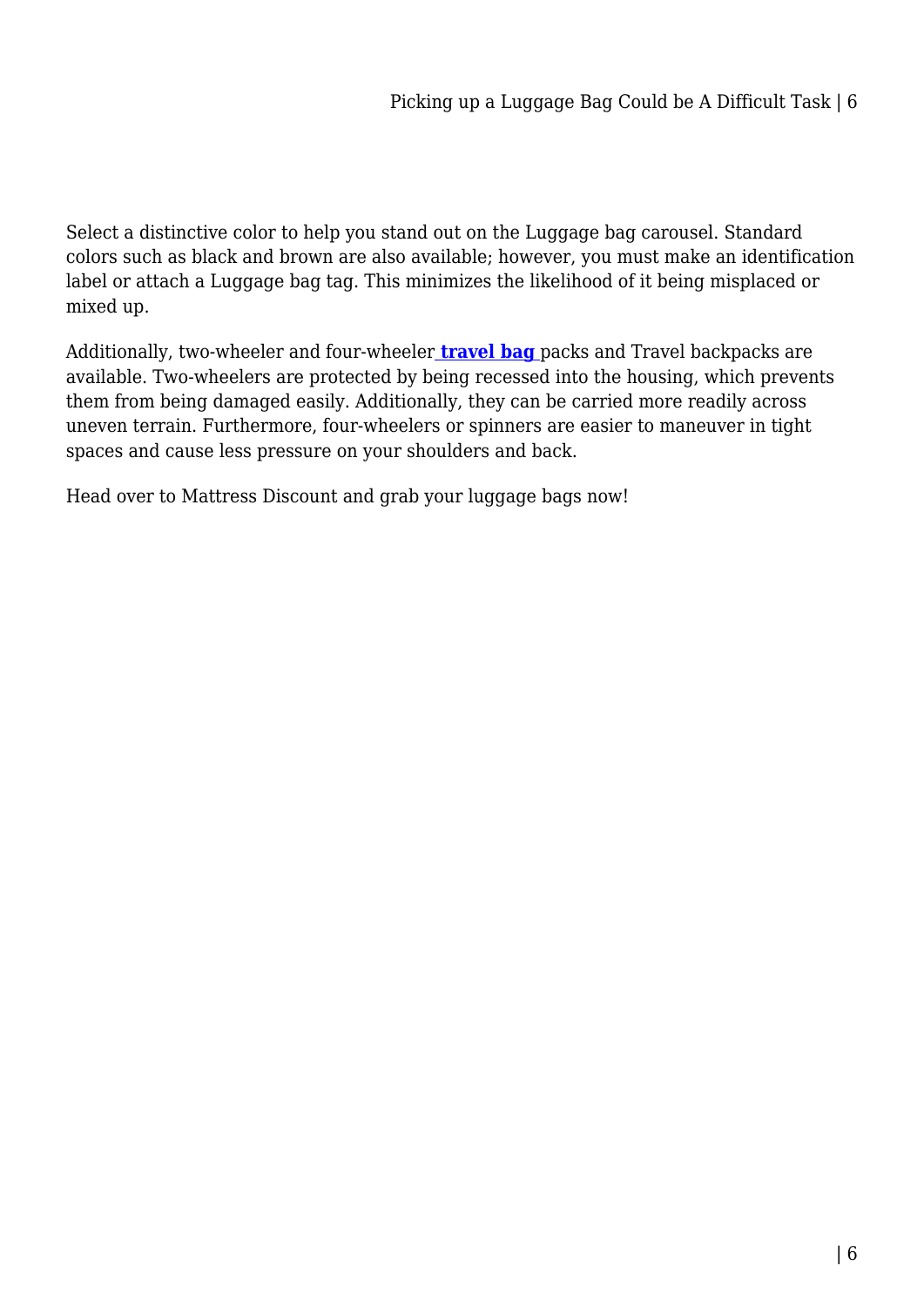Select a distinctive color to help you stand out on the Luggage bag carousel. Standard colors such as black and brown are also available; however, you must make an identification label or attach a Luggage bag tag. This minimizes the likelihood of it being misplaced or mixed up.

Additionally, two-wheeler and four-wheeler **travel bag** packs and Travel backpacks are available. Two-wheelers are protected by being recessed into the housing, which prevents them from being damaged easily. Additionally, they can be carried more readily across uneven terrain. Furthermore, four-wheelers or spinners are easier to maneuver in tight spaces and cause less pressure on your shoulders and back.

Head over to Mattress Discount and grab your luggage bags now!